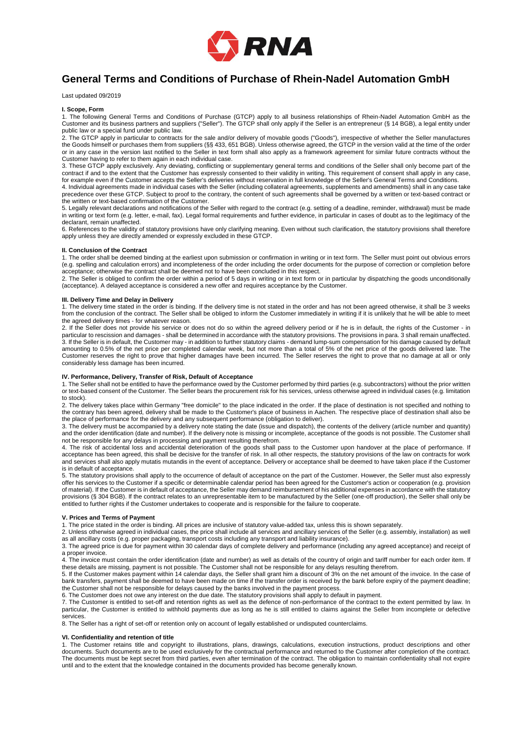# General Terms and Conditions of Purchase of Rhein-Nadel Automation GmbH

Last updated 09/2019

### I. Scope, Form

1. The following General Terms and Conditions of Purchase (GTCP) apply to all business relationships of Rhein-Nadel Automation GmbH as the Customer and its business partners and suppliers ("Seller"). The GTCP shall only apply if the Seller is an entrepreneur (§ 14 BGB), a legal entity under public law or a special fund under public law.
2. The GTCP apply in particular to contracts for the sale and/or delivery of movable goods ("Goods"), irrespective of whether the Seller manufactures the Goods himself or purchases them from suppliers (§§ 433, 651 BGB). Unless otherwise agreed, the GTCP in the version valid at the time of the order or in any case in the version last notified to the Seller in text form shall also apply as a framework agreement for similar future contracts without the Customer having to refer to them again in each individual case.
3. These GTCP apply exclusively. Any deviating, conflicting or supplementary general terms and conditions of the Seller shall only become part of the contract if and to the extent that the Customer has expressly consented to their validity in writing. This requirement of consent shall apply in any case, for example even if the Customer accepts the Seller's deliveries without reservation in full knowledge of the Seller's General Terms and Conditions.
4. Individual agreements made in individual cases with the Seller (including collateral agreements, supplements and amendments) shall in any case take precedence over these GTCP. Subject to proof to the contrary, the content of such agreements shall be governed by a written or text-based contract or the written or text-based confirmation of the Customer.
5. Legally relevant declarations and notifications of the Seller with regard to the contract (e.g. setting of a deadline, reminder, withdrawal) must be made in writing or text form (e.g. letter, e-mail, fax). Legal formal requirements and further evidence, in particular in cases of doubt as to the legitimacy of the declarant, remain unaffected.
6. References to the validity of statutory provisions have only clarifying meaning. Even without such clarification, the statutory provisions shall therefore apply unless they are directly amended or expressly excluded in these GTCP.

### II. Conclusion of the Contract

1. The order shall be deemed binding at the earliest upon submission or confirmation in writing or in text form. The Seller must point out obvious errors (e.g. spelling and calculation errors) and incompleteness of the order including the order documents for the purpose of correction or completion before acceptance; otherwise the contract shall be deemed not to have been concluded in this respect.
2. The Seller is obliged to confirm the order within a period of 5 days in writing or in text form or in particular by dispatching the goods unconditionally (acceptance). A delayed acceptance is considered a new offer and requires acceptance by the Customer.

### III. Delivery Time and Delay in Delivery

1. The delivery time stated in the order is binding. If the delivery time is not stated in the order and has not been agreed otherwise, it shall be 3 weeks from the conclusion of the contract. The Seller shall be obliged to inform the Customer immediately in writing if it is unlikely that he will be able to meet the agreed delivery times - for whatever reason.
2. If the Seller does not provide his service or does not do so within the agreed delivery period or if he is in default, the rights of the Customer - in particular to rescission and damages - shall be determined in accordance with the statutory provisions. The provisions in para. 3 shall remain unaffected.
3. If the Seller is in default, the Customer may - in addition to further statutory claims - demand lump-sum compensation for his damage caused by default amounting to 0.5% of the net price per completed calendar week, but not more than a total of 5% of the net price of the goods delivered late. The Customer reserves the right to prove that higher damages have been incurred. The Seller reserves the right to prove that no damage at all or only considerably less damage has been incurred.

### IV. Performance, Delivery, Transfer of Risk, Default of Acceptance

1. The Seller shall not be entitled to have the performance owed by the Customer performed by third parties (e.g. subcontractors) without the prior written or text-based consent of the Customer. The Seller bears the procurement risk for his services, unless otherwise agreed in individual cases (e.g. limitation to stock).
2. The delivery takes place within Germany "free domicile" to the place indicated in the order. If the place of destination is not specified and nothing to the contrary has been agreed, delivery shall be made to the Customer's place of business in Aachen. The respective place of destination shall also be the place of performance for the delivery and any subsequent performance (obligation to deliver).
3. The delivery must be accompanied by a delivery note stating the date (issue and dispatch), the contents of the delivery (article number and quantity) and the order identification (date and number). If the delivery note is missing or incomplete, acceptance of the goods is not possible. The Customer shall not be responsible for any delays in processing and payment resulting therefrom.
4. The risk of accidental loss and accidental deterioration of the goods shall pass to the Customer upon handover at the place of performance. If acceptance has been agreed, this shall be decisive for the transfer of risk. In all other respects, the statutory provisions of the law on contracts for work and services shall also apply mutatis mutandis in the event of acceptance. Delivery or acceptance shall be deemed to have taken place if the Customer is in default of acceptance.
5. The statutory provisions shall apply to the occurrence of default of acceptance on the part of the Customer. However, the Seller must also expressly offer his services to the Customer if a specific or determinable calendar period has been agreed for the Customer's action or cooperation (e.g. provision of material). If the Customer is in default of acceptance, the Seller may demand reimbursement of his additional expenses in accordance with the statutory provisions (§ 304 BGB). If the contract relates to an unrepresentable item to be manufactured by the Seller (one-off production), the Seller shall only be entitled to further rights if the Customer undertakes to cooperate and is responsible for the failure to cooperate.

### V. Prices and Terms of Payment

1. The price stated in the order is binding. All prices are inclusive of statutory value-added tax, unless this is shown separately.
2. Unless otherwise agreed in individual cases, the price shall include all services and ancillary services of the Seller (e.g. assembly, installation) as well as all ancillary costs (e.g. proper packaging, transport costs including any transport and liability insurance).
3. The agreed price is due for payment within 30 calendar days of complete delivery and performance (including any agreed acceptance) and receipt of a proper invoice.
4. The invoice must contain the order identification (date and number) as well as details of the country of origin and tariff number for each order item. If these details are missing, payment is not possible. The Customer shall not be responsible for any delays resulting therefrom.
5. If the Customer makes payment within 14 calendar days, the Seller shall grant him a discount of 3% on the net amount of the invoice. In the case of bank transfers, payment shall be deemed to have been made on time if the transfer order is received by the bank before expiry of the payment deadline; the Customer shall not be responsible for delays caused by the banks involved in the payment process.
6. The Customer does not owe any interest on the due date. The statutory provisions shall apply to default in payment.
7. The Customer is entitled to set-off and retention rights as well as the defence of non-performance of the contract to the extent permitted by law. In particular, the Customer is entitled to withhold payments due as long as he is still entitled to claims against the Seller from incomplete or defective services.
8. The Seller has a right of set-off or retention only on account of legally established or undisputed counterclaims.

### VI. Confidentiality and retention of title

1. The Customer retains title and copyright to illustrations, plans, drawings, calculations, execution instructions, product descriptions and other documents. Such documents are to be used exclusively for the contractual performance and returned to the Customer after completion of the contract. The documents must be kept secret from third parties, even after termination of the contract. The obligation to maintain confidentiality shall not expire until and to the extent that the knowledge contained in the documents provided has become generally known.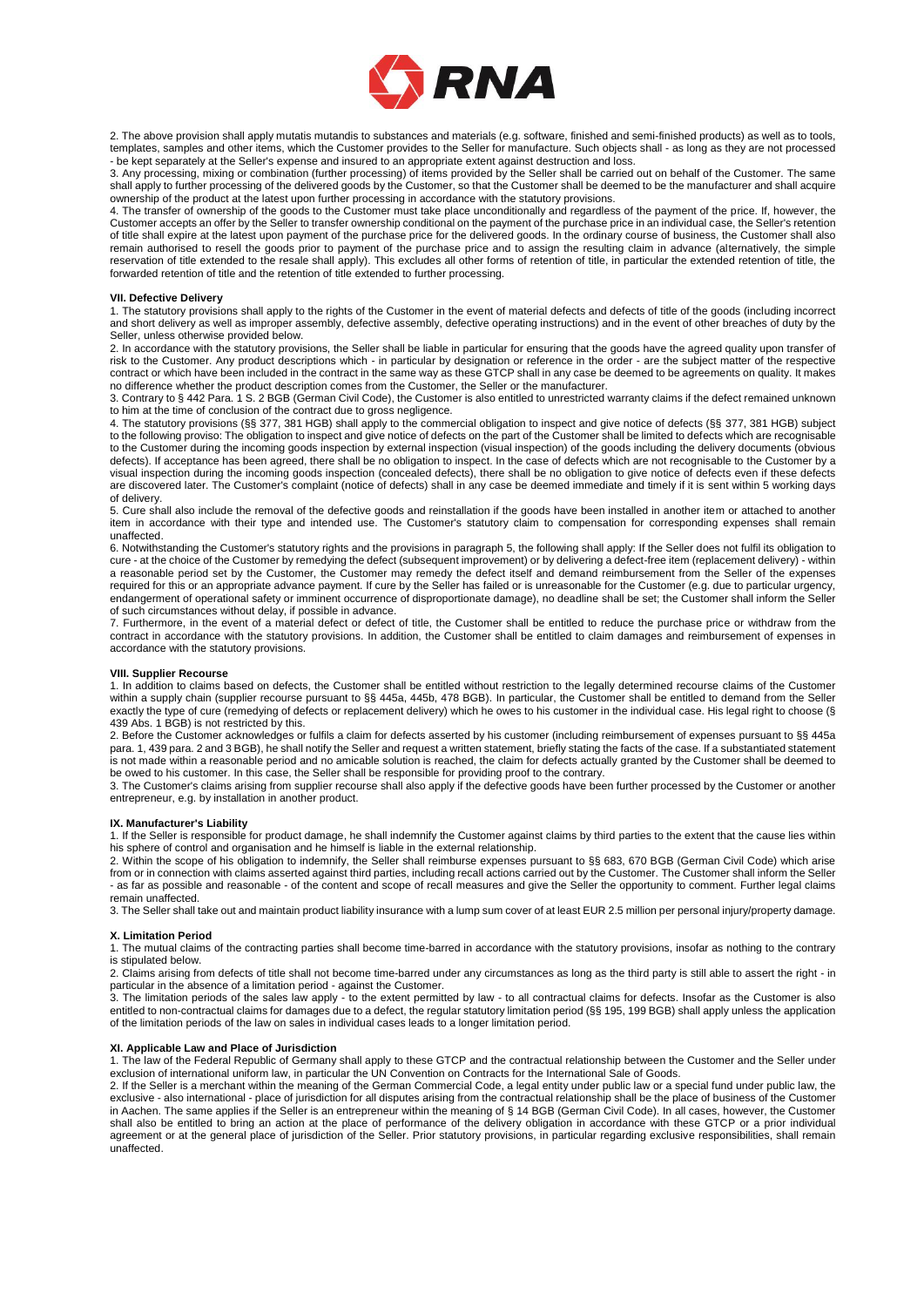2. The above provision shall apply mutatis mutandis to substances and materials (e.g. software, finished and semi-finished products) as well as to tools, templates, samples and other items, which the Customer provides to the Seller for manufacture. Such objects shall - as long as they are not processed - be kept separately at the Seller's expense and insured to an appropriate extent against destruction and loss.

3. Any processing, mixing or combination (further processing) of items provided by the Seller shall be carried out on behalf of the Customer. The same shall apply to further processing of the delivered goods by the Customer, so that the Customer shall be deemed to be the manufacturer and shall acquire ownership of the product at the latest upon further processing in accordance with the statutory provisions.

4. The transfer of ownership of the goods to the Customer must take place unconditionally and regardless of the payment of the price. If, however, the Customer accepts an offer by the Seller to transfer ownership conditional on the payment of the purchase price in an individual case, the Seller's retention of title shall expire at the latest upon payment of the purchase price for the delivered goods. In the ordinary course of business, the Customer shall also remain authorised to resell the goods prior to payment of the purchase price and to assign the resulting claim in advance (alternatively, the simple reservation of title extended to the resale shall apply). This excludes all other forms of retention of title, in particular the extended retention of title, the forwarded retention of title and the retention of title extended to further processing.

**VII. Defective Delivery**

1. The statutory provisions shall apply to the rights of the Customer in the event of material defects and defects of title of the goods (including incorrect and short delivery as well as improper assembly, defective assembly, defective operating instructions) and in the event of other breaches of duty by the Seller, unless otherwise provided below.

2. In accordance with the statutory provisions, the Seller shall be liable in particular for ensuring that the goods have the agreed quality upon transfer of risk to the Customer. Any product descriptions which - in particular by designation or reference in the order - are the subject matter of the respective contract or which have been included in the contract in the same way as these GTCP shall in any case be deemed to be agreements on quality. It makes no difference whether the product description comes from the Customer, the Seller or the manufacturer.

3. Contrary to § 442 Para. 1 S. 2 BGB (German Civil Code), the Customer is also entitled to unrestricted warranty claims if the defect remained unknown to him at the time of conclusion of the contract due to gross negligence.

4. The statutory provisions (§§ 377, 381 HGB) shall apply to the commercial obligation to inspect and give notice of defects (§§ 377, 381 HGB) subject to the following proviso: The obligation to inspect and give notice of defects on the part of the Customer shall be limited to defects which are recognisable to the Customer during the incoming goods inspection by external inspection (visual inspection) of the goods including the delivery documents (obvious defects). If acceptance has been agreed, there shall be no obligation to inspect. In the case of defects which are not recognisable to the Customer by a visual inspection during the incoming goods inspection (concealed defects), there shall be no obligation to give notice of defects even if these defects are discovered later. The Customer's complaint (notice of defects) shall in any case be deemed immediate and timely if it is sent within 5 working days of delivery.

5. Cure shall also include the removal of the defective goods and reinstallation if the goods have been installed in another item or attached to another item in accordance with their type and intended use. The Customer's statutory claim to compensation for corresponding expenses shall remain unaffected.

6. Notwithstanding the Customer's statutory rights and the provisions in paragraph 5, the following shall apply: If the Seller does not fulfil its obligation to cure - at the choice of the Customer by remedying the defect (subsequent improvement) or by delivering a defect-free item (replacement delivery) - within a reasonable period set by the Customer, the Customer may remedy the defect itself and demand reimbursement from the Seller of the expenses required for this or an appropriate advance payment. If cure by the Seller has failed or is unreasonable for the Customer (e.g. due to particular urgency, endangerment of operational safety or imminent occurrence of disproportionate damage), no deadline shall be set; the Customer shall inform the Seller of such circumstances without delay, if possible in advance.

7. Furthermore, in the event of a material defect or defect of title, the Customer shall be entitled to reduce the purchase price or withdraw from the contract in accordance with the statutory provisions. In addition, the Customer shall be entitled to claim damages and reimbursement of expenses in accordance with the statutory provisions.

**VIII. Supplier Recourse**

1. In addition to claims based on defects, the Customer shall be entitled without restriction to the legally determined recourse claims of the Customer within a supply chain (supplier recourse pursuant to §§ 445a, 445b, 478 BGB). In particular, the Customer shall be entitled to demand from the Seller exactly the type of cure (remedying of defects or replacement delivery) which he owes to his customer in the individual case. His legal right to choose (§ 439 Abs. 1 BGB) is not restricted by this.

2. Before the Customer acknowledges or fulfils a claim for defects asserted by his customer (including reimbursement of expenses pursuant to §§ 445a para. 1, 439 para. 2 and 3 BGB), he shall notify the Seller and request a written statement, briefly stating the facts of the case. If a substantiated statement is not made within a reasonable period and no amicable solution is reached, the claim for defects actually granted by the Customer shall be deemed to be owed to his customer. In this case, the Seller shall be responsible for providing proof to the contrary.

3. The Customer's claims arising from supplier recourse shall also apply if the defective goods have been further processed by the Customer or another entrepreneur, e.g. by installation in another product.

**IX. Manufacturer's Liability**

1. If the Seller is responsible for product damage, he shall indemnify the Customer against claims by third parties to the extent that the cause lies within his sphere of control and organisation and he himself is liable in the external relationship.

2. Within the scope of his obligation to indemnify, the Seller shall reimburse expenses pursuant to §§ 683, 670 BGB (German Civil Code) which arise from or in connection with claims asserted against third parties, including recall actions carried out by the Customer. The Customer shall inform the Seller - as far as possible and reasonable - of the content and scope of recall measures and give the Seller the opportunity to comment. Further legal claims remain unaffected.

3. The Seller shall take out and maintain product liability insurance with a lump sum cover of at least EUR 2.5 million per personal injury/property damage.

**X. Limitation Period**

1. The mutual claims of the contracting parties shall become time-barred in accordance with the statutory provisions, insofar as nothing to the contrary is stipulated below.

2. Claims arising from defects of title shall not become time-barred under any circumstances as long as the third party is still able to assert the right - in particular in the absence of a limitation period - against the Customer.

3. The limitation periods of the sales law apply - to the extent permitted by law - to all contractual claims for defects. Insofar as the Customer is also entitled to non-contractual claims for damages due to a defect, the regular statutory limitation period (§§ 195, 199 BGB) shall apply unless the application of the limitation periods of the law on sales in individual cases leads to a longer limitation period.

**XI. Applicable Law and Place of Jurisdiction**

1. The law of the Federal Republic of Germany shall apply to these GTCP and the contractual relationship between the Customer and the Seller under exclusion of international uniform law, in particular the UN Convention on Contracts for the International Sale of Goods.

2. If the Seller is a merchant within the meaning of the German Commercial Code, a legal entity under public law or a special fund under public law, the exclusive - also international - place of jurisdiction for all disputes arising from the contractual relationship shall be the place of business of the Customer in Aachen. The same applies if the Seller is an entrepreneur within the meaning of § 14 BGB (German Civil Code). In all cases, however, the Customer shall also be entitled to bring an action at the place of performance of the delivery obligation in accordance with these GTCP or a prior individual agreement or at the general place of jurisdiction of the Seller. Prior statutory provisions, in particular regarding exclusive responsibilities, shall remain unaffected.